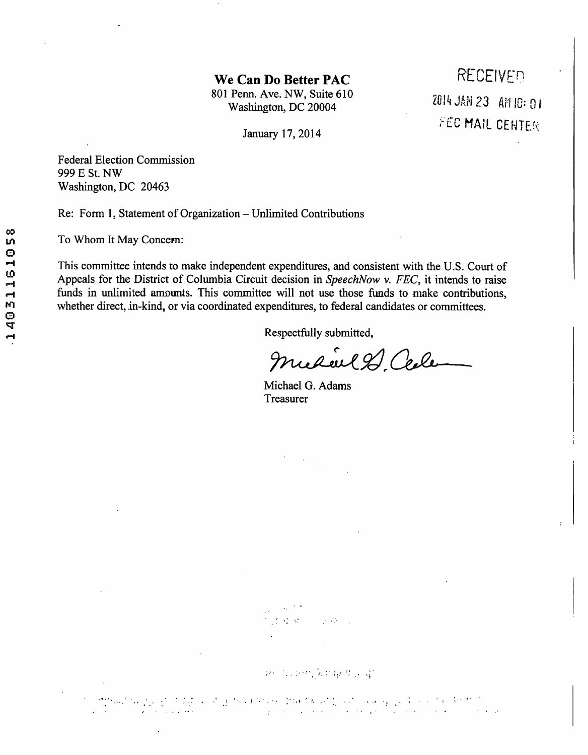**We Can Do Better PAC**
801 Penn. Ave. NW, Suite 610
Washington, DC 20004

January 17, 2014

RECEIVED
2014 JAN 23 AM 10: 01
FEC MAIL CENTER

14031161058

Federal Election Commission
999 E St. NW
Washington, DC 20463

Re: Form 1, Statement of Organization – Unlimited Contributions

To Whom It May Concern:

This committee intends to make independent expenditures, and consistent with the U.S. Court of Appeals for the District of Columbia Circuit decision in *SpeechNow v. FEC*, it intends to raise funds in unlimited amounts. This committee will not use those funds to make contributions, whether direct, in-kind, or via coordinated expenditures, to federal candidates or committees.

Respectfully submitted,

Michael G. Adams
Treasurer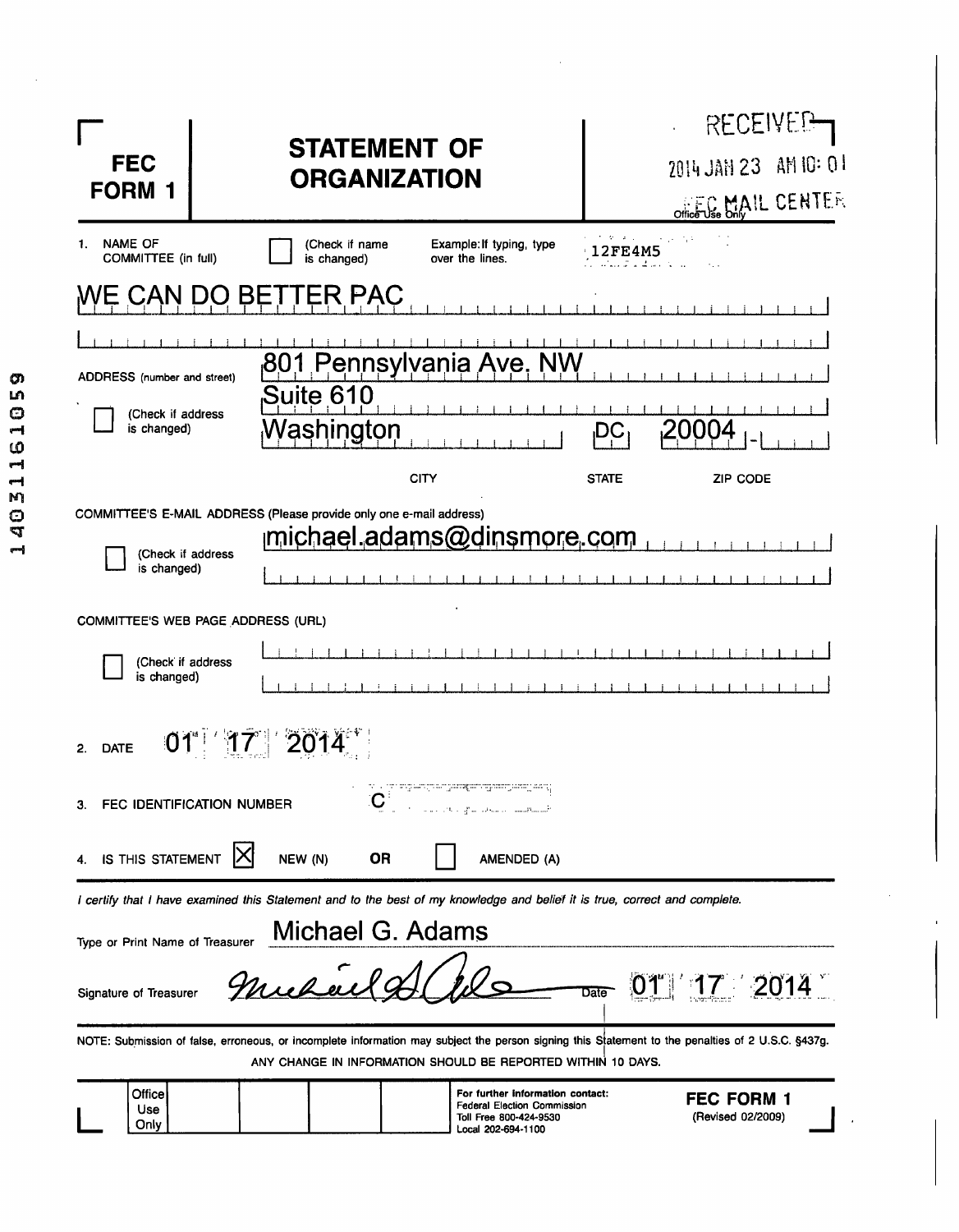# FEC FORM 1

## STATEMENT OF ORGANIZATION

RECEIVED
2014 JAN 23 AM 10: 01
FEC MAIL CENTER
Office Use Only

12FE4M5

1. NAME OF COMMITTEE (in full) ☐ (Check if name is changed) Example: If typing, type over the lines.

WE CAN DO BETTER PAC

ADDRESS (number and street) ☐ (Check if address is changed)

801 Pennsylvania Ave. NW
Suite 610

| CITY | STATE | ZIP CODE |
|---|---|---|
| Washington | DC | 20004 |

COMMITTEE'S E-MAIL ADDRESS (Please provide only one e-mail address)
☐ (Check if address is changed)

michael.adams@dinsmore.com

COMMITTEE'S WEB PAGE ADDRESS (URL)
☐ (Check if address is changed)

2. DATE 01 17 2014

3. FEC IDENTIFICATION NUMBER C

4. IS THIS STATEMENT ☒ NEW (N) OR ☐ AMENDED (A)

*I certify that I have examined this Statement and to the best of my knowledge and belief it is true, correct and complete.*

Type or Print Name of Treasurer: Michael G. Adams

Signature of Treasurer: [signature] Date 01 17 2014

NOTE: Submission of false, erroneous, or incomplete information may subject the person signing this Statement to the penalties of 2 U.S.C. §437g.
ANY CHANGE IN INFORMATION SHOULD BE REPORTED WITHIN 10 DAYS.

Office Use Only

For further information contact:
Federal Election Commission
Toll Free 800-424-9530
Local 202-694-1100

FEC FORM 1
(Revised 02/2009)

14031161059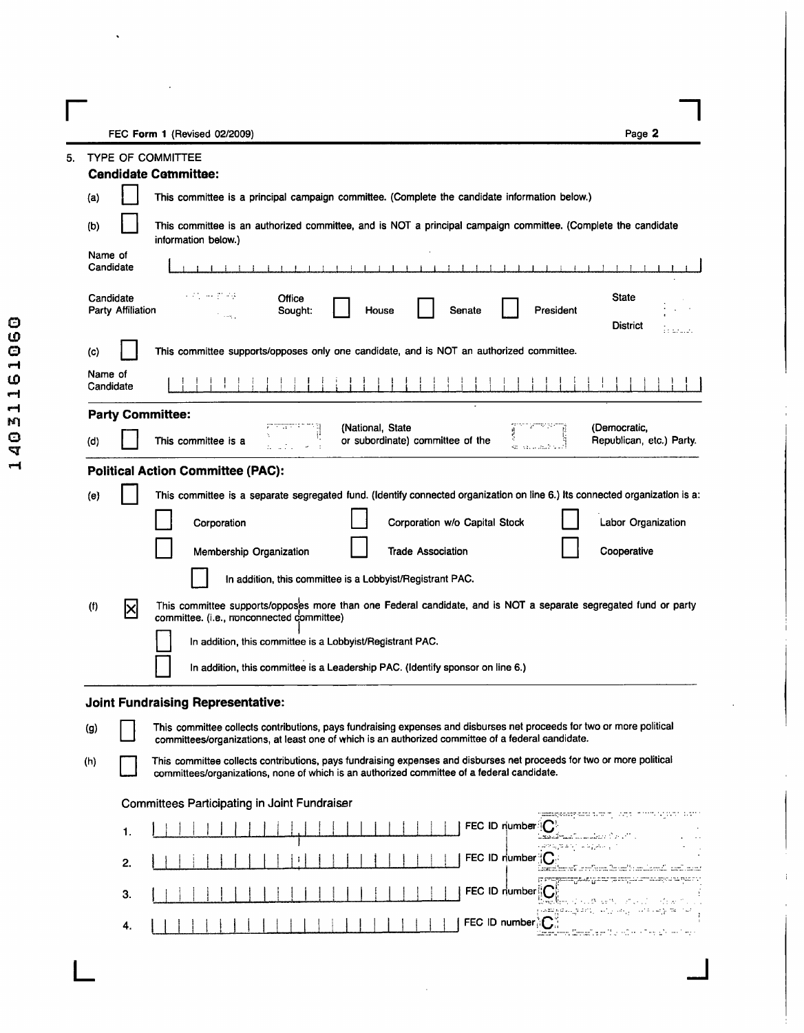FEC Form 1 (Revised 02/2009)

5. TYPE OF COMMITTEE

**Candidate Committee:**

(a) ☐ This committee is a principal campaign committee. (Complete the candidate information below.)

(b) ☐ This committee is an authorized committee, and is NOT a principal campaign committee. (Complete the candidate information below.)

Name of Candidate

Candidate Party Affiliation

Office Sought: ☐ House ☐ Senate ☐ President

State

District

(c) ☐ This committee supports/opposes only one candidate, and is NOT an authorized committee.

Name of Candidate

**Party Committee:**

(d) ☐ This committee is a (National, State or subordinate) committee of the (Democratic, Republican, etc.) Party.

**Political Action Committee (PAC):**

(e) ☐ This committee is a separate segregated fund. (Identify connected organization on line 6.) Its connected organization is a:

☐ Corporation ☐ Corporation w/o Capital Stock ☐ Labor Organization

☐ Membership Organization ☐ Trade Association ☐ Cooperative

☐ In addition, this committee is a Lobbyist/Registrant PAC.

(f) ☒ This committee supports/opposes more than one Federal candidate, and is NOT a separate segregated fund or party committee. (i.e., nonconnected committee)

☐ In addition, this committee is a Lobbyist/Registrant PAC.

☐ In addition, this committee is a Leadership PAC. (Identify sponsor on line 6.)

**Joint Fundraising Representative:**

(g) ☐ This committee collects contributions, pays fundraising expenses and disburses net proceeds for two or more political committees/organizations, at least one of which is an authorized committee of a federal candidate.

(h) ☐ This committee collects contributions, pays fundraising expenses and disburses net proceeds for two or more political committees/organizations, none of which is an authorized committee of a federal candidate.

Committees Participating in Joint Fundraiser

1. FEC ID number C

2. FEC ID number C

3. FEC ID number C

4. FEC ID number C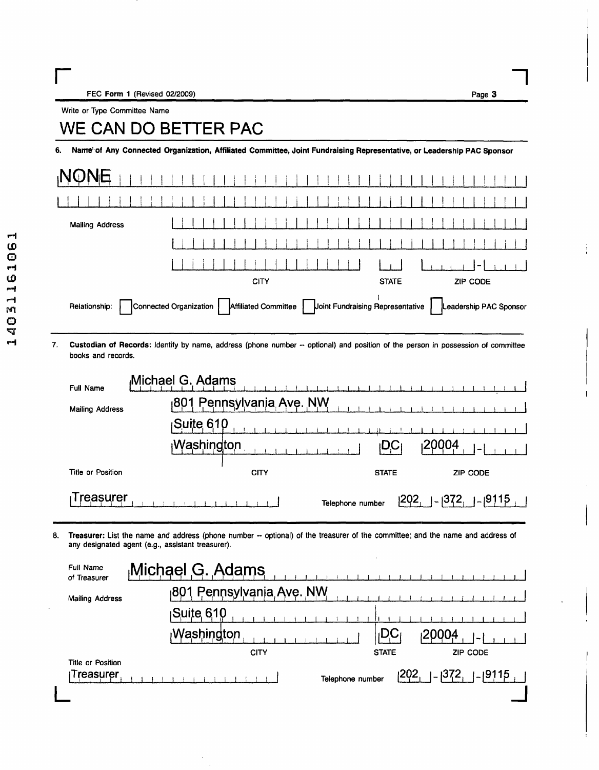FEC Form 1 (Revised 02/2009)

Write or Type Committee Name

# WE CAN DO BETTER PAC

**6. Name of Any Connected Organization, Affiliated Committee, Joint Fundraising Representative, or Leadership PAC Sponsor**

NONE

Mailing Address

CITY STATE ZIP CODE

Relationship: ☐ Connected Organization ☐ Affiliated Committee ☐ Joint Fundraising Representative ☐ Leadership PAC Sponsor

---

**7. Custodian of Records:** Identify by name, address (phone number -- optional) and position of the person in possession of committee books and records.

Full Name: Michael G. Adams

Mailing Address: 801 Pennsylvania Ave. NW
Suite 610
Washington, DC 20004

Title or Position: Treasurer

Telephone number: 202 - 372 - 9115

---

**8. Treasurer:** List the name and address (phone number -- optional) of the treasurer of the committee; and the name and address of any designated agent (e.g., assistant treasurer).

Full Name of Treasurer: Michael G. Adams

Mailing Address: 801 Pennsylvania Ave. NW
Suite 610
Washington, DC 20004

Title or Position: Treasurer

Telephone number: 202 - 372 - 9115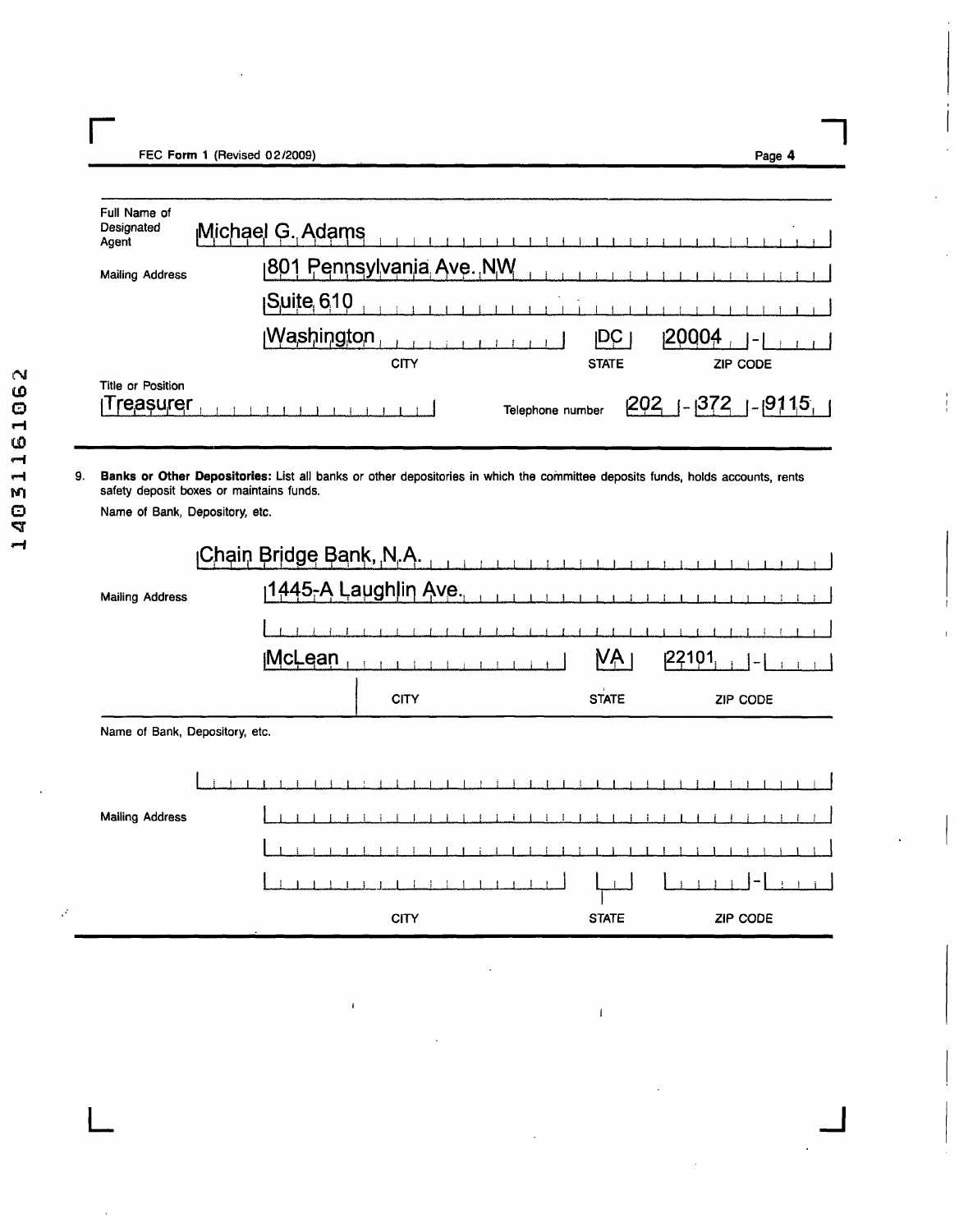Full Name of Designated Agent: Michael G. Adams

Mailing Address: 801 Pennsylvania Ave. NW

Suite 610

| CITY | STATE | ZIP CODE |
| --- | --- | --- |
| Washington | DC | 20004 - |

Title or Position: Treasurer

Telephone number: 202 - 372 - 9115

9. **Banks or Other Depositories:** List all banks or other depositories in which the committee deposits funds, holds accounts, rents safety deposit boxes or maintains funds.

Name of Bank, Depository, etc.

Chain Bridge Bank, N.A.

Mailing Address: 1445-A Laughlin Ave.

| CITY | STATE | ZIP CODE |
| --- | --- | --- |
| McLean | VA | 22101 - |

Name of Bank, Depository, etc.

Mailing Address

| CITY | STATE | ZIP CODE |
| --- | --- | --- |
| | | - |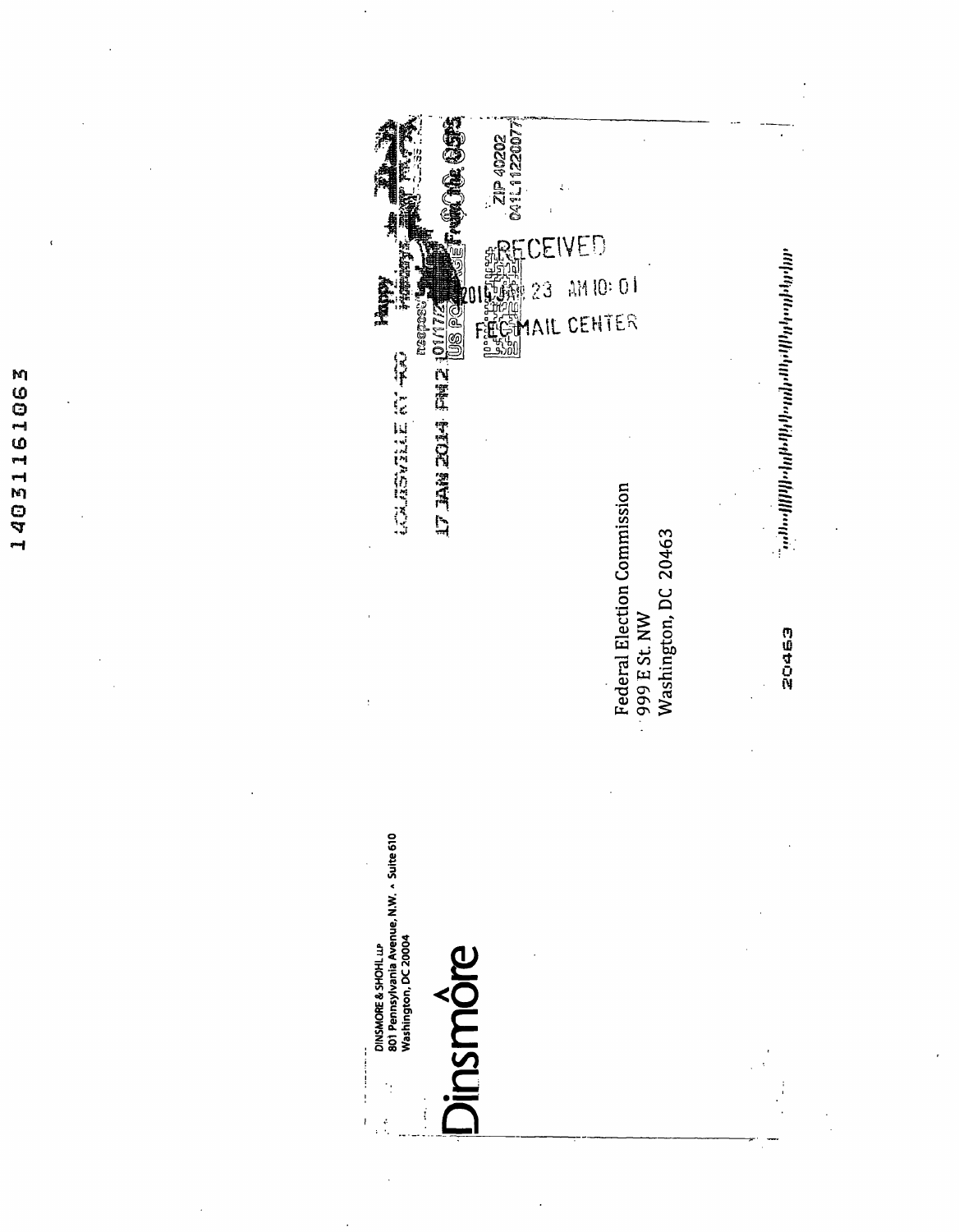14031161063

DINSMORE & SHOHL LLP
801 Pennsylvania Avenue, N.W. - Suite 610
Washington, DC 20004

Dinsmôre

LOUISVILLE KY 400

17 JAN 2014 PM 2

Happy

01/17/2014

US POSTAGE

ZIP 40202
041L11220077

RECEIVED

2014 JAN 23 AM 10:01

FEC MAIL CENTER

Federal Election Commission
999 E St. NW
Washington, DC 20463

20463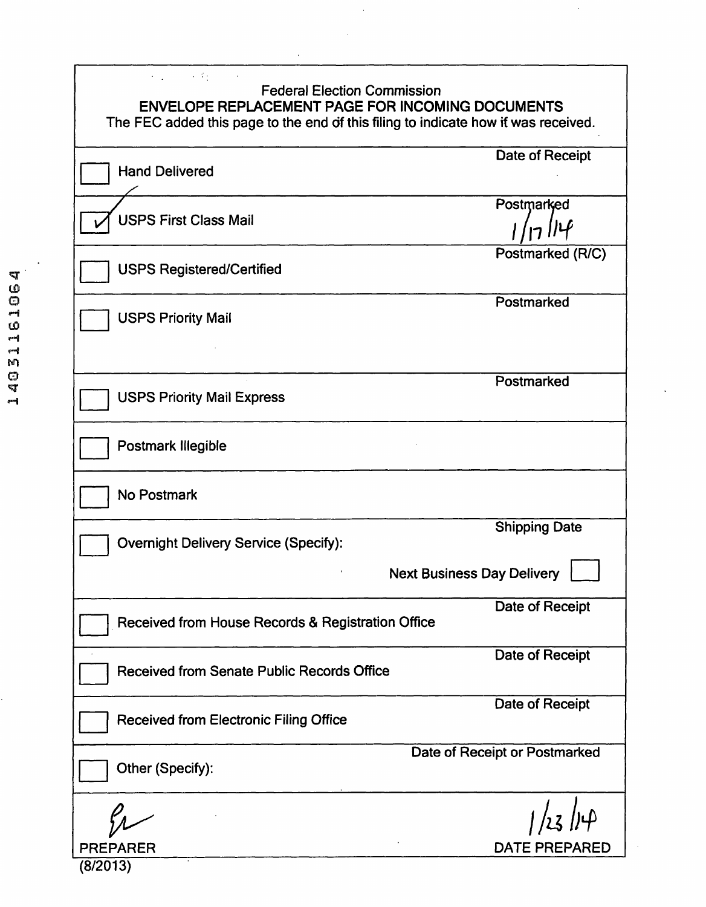Federal Election Commission

**ENVELOPE REPLACEMENT PAGE FOR INCOMING DOCUMENTS**

The FEC added this page to the end of this filing to indicate how it was received.

| | | |
|---|---|---|
| ☐ | Hand Delivered | Date of Receipt |
| ☑ | USPS First Class Mail | Postmarked 1/17/14 |
| ☐ | USPS Registered/Certified | Postmarked (R/C) |
| ☐ | USPS Priority Mail | Postmarked |
| ☐ | USPS Priority Mail Express | Postmarked |
| ☐ | Postmark Illegible | |
| ☐ | No Postmark | |
| ☐ | Overnight Delivery Service (Specify): | Shipping Date<br>Next Business Day Delivery ☐ |
| ☐ | Received from House Records & Registration Office | Date of Receipt |
| ☐ | Received from Senate Public Records Office | Date of Receipt |
| ☐ | Received from Electronic Filing Office | Date of Receipt |
| ☐ | Other (Specify): | Date of Receipt or Postmarked |

PREPARER: [signature]

DATE PREPARED: 1/23/14

(8/2013)

14031161064